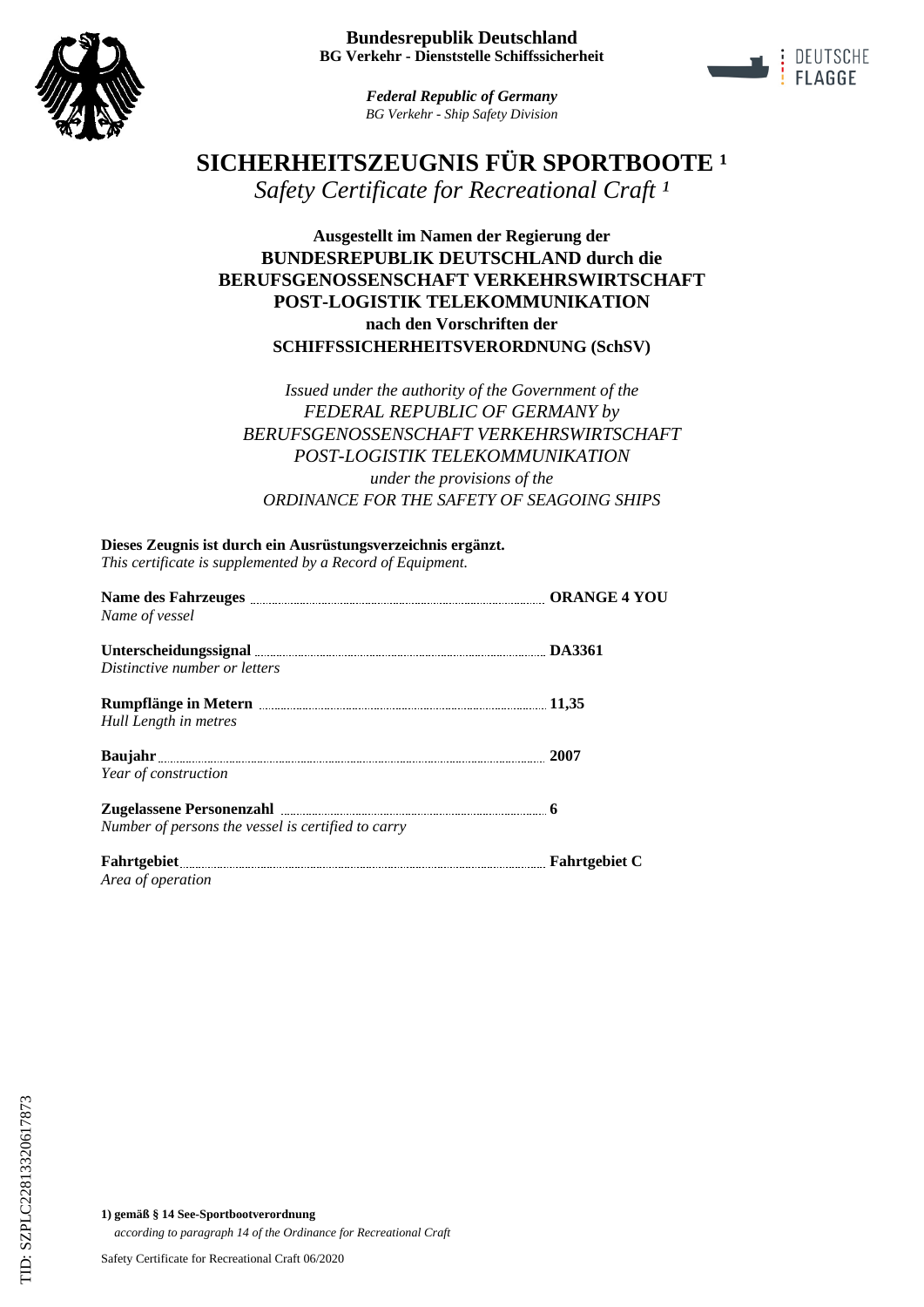**Bundesrepublik Deutschland**
**BG Verkehr - Dienststelle Schiffssicherheit**

***Federal Republic of Germany***
*BG Verkehr - Ship Safety Division*

DEUTSCHE FLAGGE

# SICHERHEITSZEUGNIS FÜR SPORTBOOTE [1]

*Safety Certificate for Recreational Craft [1]*

**Ausgestellt im Namen der Regierung der**
**BUNDESREPUBLIK DEUTSCHLAND durch die**
**BERUFSGENOSSENSCHAFT VERKEHRSWIRTSCHAFT**
**POST-LOGISTIK TELEKOMMUNIKATION**
**nach den Vorschriften der**
**SCHIFFSSICHERHEITSVERORDNUNG (SchSV)**

*Issued under the authority of the Government of the*
*FEDERAL REPUBLIC OF GERMANY by*
*BERUFSGENOSSENSCHAFT VERKEHRSWIRTSCHAFT*
*POST-LOGISTIK TELEKOMMUNIKATION*
*under the provisions of the*
*ORDINANCE FOR THE SAFETY OF SEAGOING SHIPS*

**Dieses Zeugnis ist durch ein Ausrüstungsverzeichnis ergänzt.**
*This certificate is supplemented by a Record of Equipment.*

**Name des Fahrzeuges** .......... **ORANGE 4 YOU**
*Name of vessel*

**Unterscheidungssignal** .......... **DA3361**
*Distinctive number or letters*

**Rumpflänge in Metern** .......... **11,35**
*Hull Length in metres*

**Baujahr** .......... **2007**
*Year of construction*

**Zugelassene Personenzahl** .......... **6**
*Number of persons the vessel is certified to carry*

**Fahrtgebiet** .......... **Fahrtgebiet C**
*Area of operation*

**1) gemäß § 14 See-Sportbootverordnung**
*according to paragraph 14 of the Ordinance for Recreational Craft*

TID: SZPLC22813320617873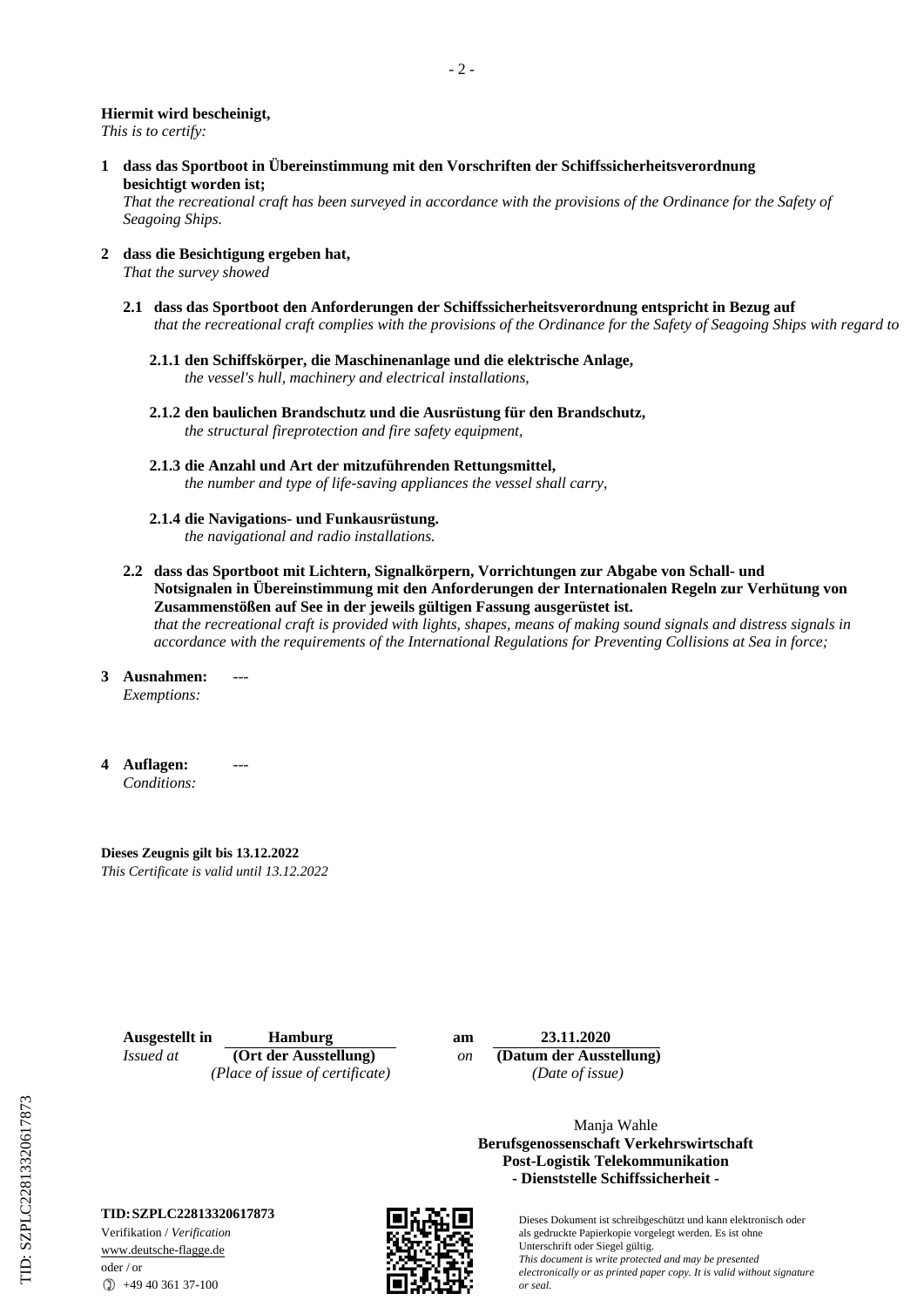**Hiermit wird bescheinigt,**
*This is to certify:*

**1 dass das Sportboot in Übereinstimmung mit den Vorschriften der Schiffssicherheitsverordnung besichtigt worden ist;**
*That the recreational craft has been surveyed in accordance with the provisions of the Ordinance for the Safety of Seagoing Ships.*

**2 dass die Besichtigung ergeben hat,**
*That the survey showed*

**2.1 dass das Sportboot den Anforderungen der Schiffssicherheitsverordnung entspricht in Bezug auf**
*that the recreational craft complies with the provisions of the Ordinance for the Safety of Seagoing Ships with regard to*

**2.1.1 den Schiffskörper, die Maschinenanlage und die elektrische Anlage,**
*the vessel's hull, machinery and electrical installations,*

**2.1.2 den baulichen Brandschutz und die Ausrüstung für den Brandschutz,**
*the structural fireprotection and fire safety equipment,*

**2.1.3 die Anzahl und Art der mitzuführenden Rettungsmittel,**
*the number and type of life-saving appliances the vessel shall carry,*

**2.1.4 die Navigations- und Funkausrüstung.**
*the navigational and radio installations.*

**2.2 dass das Sportboot mit Lichtern, Signalkörpern, Vorrichtungen zur Abgabe von Schall- und Notsignalen in Übereinstimmung mit den Anforderungen der Internationalen Regeln zur Verhütung von Zusammenstößen auf See in der jeweils gültigen Fassung ausgerüstet ist.**
*that the recreational craft is provided with lights, shapes, means of making sound signals and distress signals in accordance with the requirements of the International Regulations for Preventing Collisions at Sea in force;*

**3 Ausnahmen:** ---
*Exemptions:*

**4 Auflagen:** ---
*Conditions:*

**Dieses Zeugnis gilt bis 13.12.2022**
*This Certificate is valid until 13.12.2022*

**Ausgestellt in** **Hamburg** **am** **23.11.2020**
*Issued at* **(Ort der Ausstellung)** *on* **(Datum der Ausstellung)**
*(Place of issue of certificate)* *(Date of issue)*

Manja Wahle
**Berufsgenossenschaft Verkehrswirtschaft**
**Post-Logistik Telekommunikation**
**- Dienststelle Schiffssicherheit -**

**TID: SZPLC22813320617873**
Verifikation / *Verification*
www.deutsche-flagge.de
oder / or
+49 40 361 37-100

Dieses Dokument ist schreibgeschützt und kann elektronisch oder als gedruckte Papierkopie vorgelegt werden. Es ist ohne Unterschrift oder Siegel gültig.
*This document is write protected and may be presented electronically or as printed paper copy. It is valid without signature or seal.*

TID: SZPLC22813320617873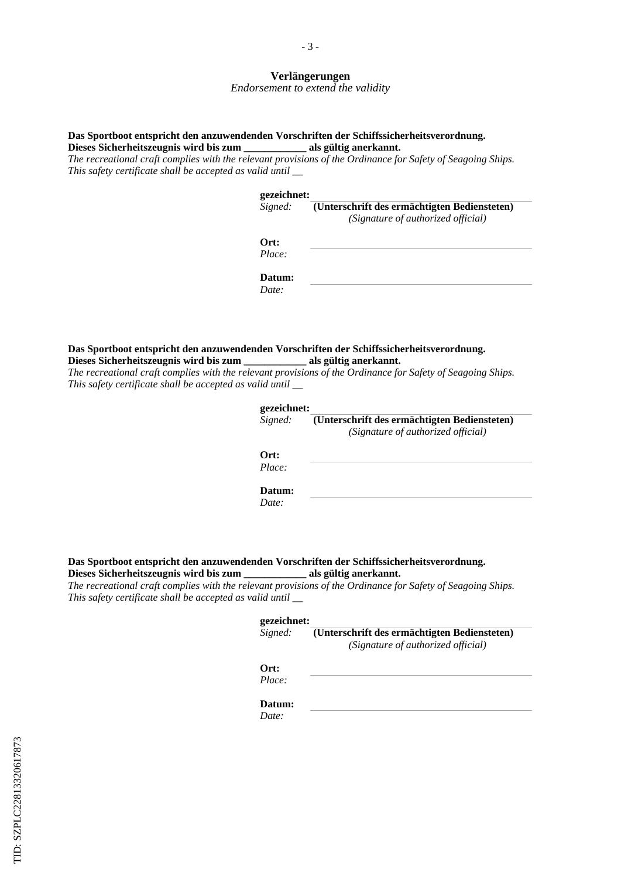## Verlängerungen

*Endorsement to extend the validity*

**Das Sportboot entspricht den anzuwendenden Vorschriften der Schiffssicherheitsverordnung.**
**Dieses Sicherheitszeugnis wird bis zum ____________ als gültig anerkannt.**
*The recreational craft complies with the relevant provisions of the Ordinance for Safety of Seagoing Ships.*
*This safety certificate shall be accepted as valid until __*

**gezeichnet:** ______________________
*Signed:* **(Unterschrift des ermächtigten Bediensteten)**
*(Signature of authorized official)*

**Ort:** ______________________
*Place:*

**Datum:** ______________________
*Date:*

**Das Sportboot entspricht den anzuwendenden Vorschriften der Schiffssicherheitsverordnung.**
**Dieses Sicherheitszeugnis wird bis zum ____________ als gültig anerkannt.**
*The recreational craft complies with the relevant provisions of the Ordinance for Safety of Seagoing Ships.*
*This safety certificate shall be accepted as valid until __*

**gezeichnet:** ______________________
*Signed:* **(Unterschrift des ermächtigten Bediensteten)**
*(Signature of authorized official)*

**Ort:** ______________________
*Place:*

**Datum:** ______________________
*Date:*

**Das Sportboot entspricht den anzuwendenden Vorschriften der Schiffssicherheitsverordnung.**
**Dieses Sicherheitszeugnis wird bis zum ____________ als gültig anerkannt.**
*The recreational craft complies with the relevant provisions of the Ordinance for Safety of Seagoing Ships.*
*This safety certificate shall be accepted as valid until __*

**gezeichnet:** ______________________
*Signed:* **(Unterschrift des ermächtigten Bediensteten)**
*(Signature of authorized official)*

**Ort:** ______________________
*Place:*

**Datum:** ______________________
*Date:*

TID: SZPLC22813320617873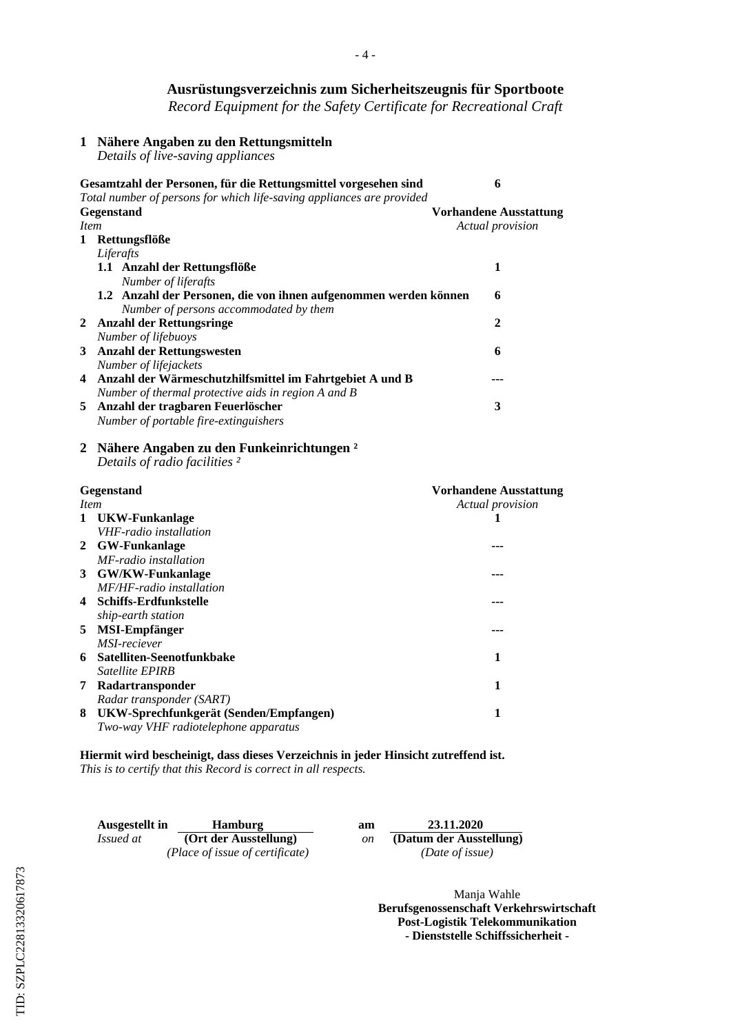## Ausrüstungsverzeichnis zum Sicherheitszeugnis für Sportboote
*Record Equipment for the Safety Certificate for Recreational Craft*

### 1 Nähere Angaben zu den Rettungsmitteln
*Details of live-saving appliances*

**Gesamtzahl der Personen, für die Rettungsmittel vorgesehen sind** — **6**
*Total number of persons for which life-saving appliances are provided*

| **Gegenstand** *Item* | **Vorhandene Ausstattung** *Actual provision* |
|---|---|
| **1 Rettungsflöße** *Liferafts* | |
| **1.1 Anzahl der Rettungsflöße** *Number of liferafts* | **1** |
| **1.2 Anzahl der Personen, die von ihnen aufgenommen werden können** *Number of persons accommodated by them* | **6** |
| **2 Anzahl der Rettungsringe** *Number of lifebuoys* | **2** |
| **3 Anzahl der Rettungswesten** *Number of lifejackets* | **6** |
| **4 Anzahl der Wärmeschutzhilfsmittel im Fahrtgebiet A und B** *Number of thermal protective aids in region A and B* | **---** |
| **5 Anzahl der tragbaren Feuerlöscher** *Number of portable fire-extinguishers* | **3** |

### 2 Nähere Angaben zu den Funkeinrichtungen ²
*Details of radio facilities ²*

| **Gegenstand** *Item* | **Vorhandene Ausstattung** *Actual provision* |
|---|---|
| **1 UKW-Funkanlage** *VHF-radio installation* | **1** |
| **2 GW-Funkanlage** *MF-radio installation* | **---** |
| **3 GW/KW-Funkanlage** *MF/HF-radio installation* | **---** |
| **4 Schiffs-Erdfunkstelle** *ship-earth station* | **---** |
| **5 MSI-Empfänger** *MSI-reciever* | **---** |
| **6 Satelliten-Seenotfunkbake** *Satellite EPIRB* | **1** |
| **7 Radartransponder** *Radar transponder (SART)* | **1** |
| **8 UKW-Sprechfunkgerät (Senden/Empfangen)** *Two-way VHF radiotelephone apparatus* | **1** |

**Hiermit wird bescheinigt, dass dieses Verzeichnis in jeder Hinsicht zutreffend ist.**
*This is to certify that this Record is correct in all respects.*

**Ausgestellt in** *Issued at* **Hamburg** **(Ort der Ausstellung)** *(Place of issue of certificate)* **am** *on* **23.11.2020** **(Datum der Ausstellung)** *(Date of issue)*

Manja Wahle
**Berufsgenossenschaft Verkehrswirtschaft**
**Post-Logistik Telekommunikation**
**- Dienststelle Schiffssicherheit -**

TID: SZPLC22813320617873